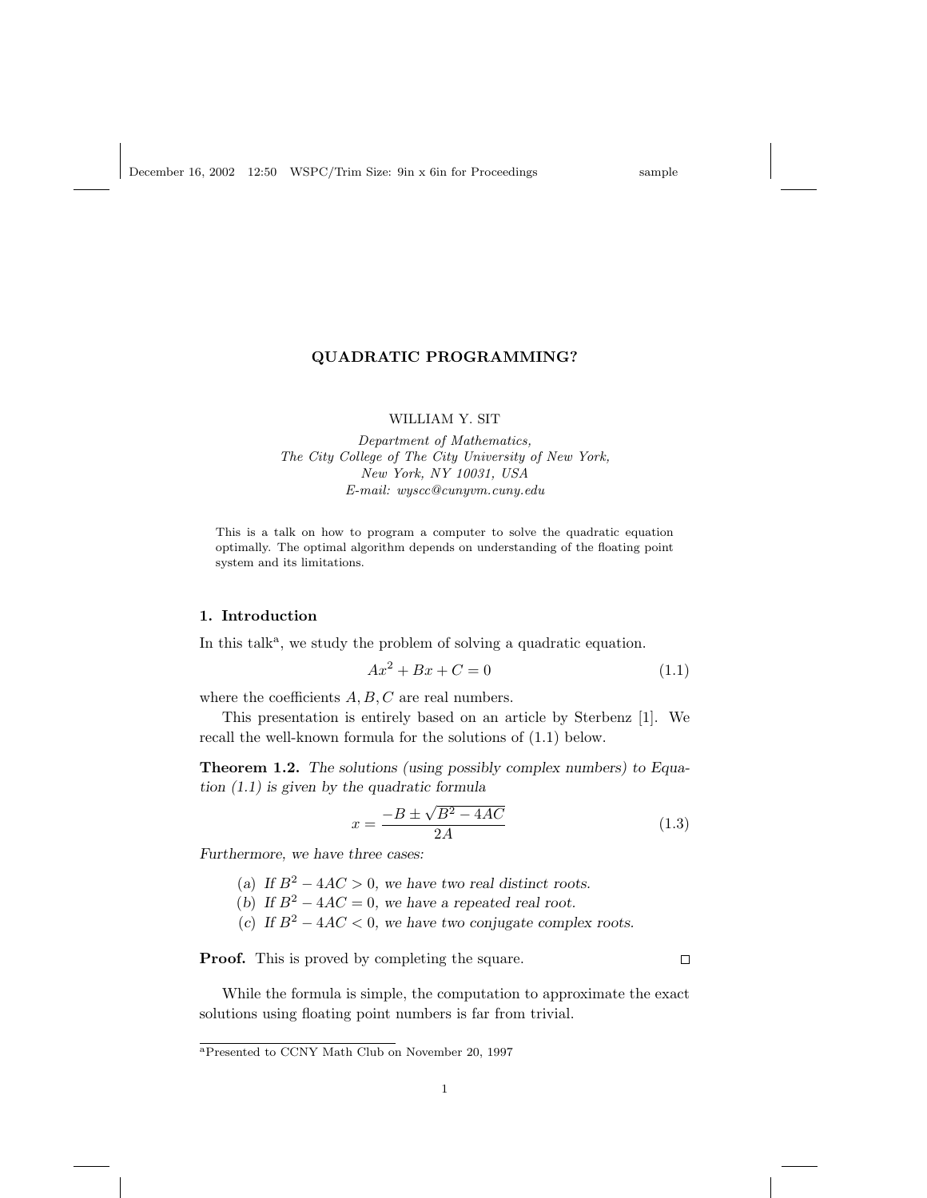# QUADRATIC PROGRAMMING?

WILLIAM Y. SIT

*Department of Mathematics,*
*The City College of The City University of New York,*
*New York, NY 10031, USA*
*E-mail: wyscc@cunyvm.cuny.edu*

This is a talk on how to program a computer to solve the quadratic equation optimally. The optimal algorithm depends on understanding of the floating point system and its limitations.

## 1. Introduction

In this talk[a], we study the problem of solving a quadratic equation.

$$Ax^2 + Bx + C = 0 \tag{1.1}$$

where the coefficients $A, B, C$ are real numbers.

This presentation is entirely based on an article by Sterbenz [1]. We recall the well-known formula for the solutions of (1.1) below.

**Theorem 1.2.** *The solutions (using possibly complex numbers) to Equation (1.1) is given by the quadratic formula*

$$x = \frac{-B \pm \sqrt{B^2 - 4AC}}{2A} \tag{1.3}$$

*Furthermore, we have three cases:*

(a) *If $B^2 - 4AC > 0$, we have two real distinct roots.*
(b) *If $B^2 - 4AC = 0$, we have a repeated real root.*
(c) *If $B^2 - 4AC < 0$, we have two conjugate complex roots.*

**Proof.** This is proved by completing the square. □

While the formula is simple, the computation to approximate the exact solutions using floating point numbers is far from trivial.

---

[a]Presented to CCNY Math Club on November 20, 1997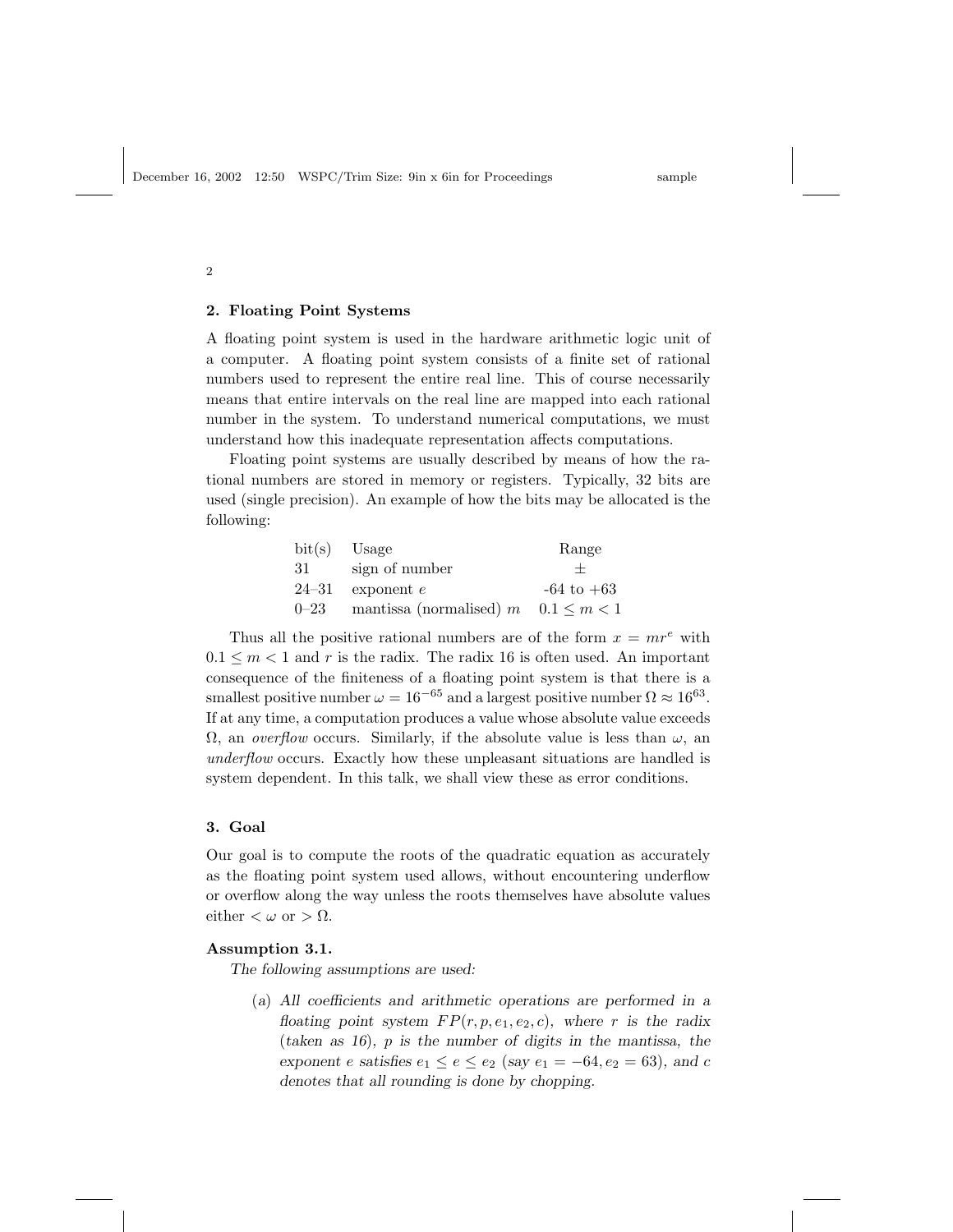## 2. Floating Point Systems

A floating point system is used in the hardware arithmetic logic unit of a computer. A floating point system consists of a finite set of rational numbers used to represent the entire real line. This of course necessarily means that entire intervals on the real line are mapped into each rational number in the system. To understand numerical computations, we must understand how this inadequate representation affects computations.

Floating point systems are usually described by means of how the rational numbers are stored in memory or registers. Typically, 32 bits are used (single precision). An example of how the bits may be allocated is the following:

| bit(s) | Usage | Range |
|---|---|---|
| 31 | sign of number | $\pm$ |
| 24–31 | exponent $e$ | -64 to +63 |
| 0–23 | mantissa (normalised) $m$ | $0.1 \leq m < 1$ |

Thus all the positive rational numbers are of the form $x = mr^e$ with $0.1 \leq m < 1$ and $r$ is the radix. The radix 16 is often used. An important consequence of the finiteness of a floating point system is that there is a smallest positive number $\omega = 16^{-65}$ and a largest positive number $\Omega \approx 16^{63}$. If at any time, a computation produces a value whose absolute value exceeds $\Omega$, an *overflow* occurs. Similarly, if the absolute value is less than $\omega$, an *underflow* occurs. Exactly how these unpleasant situations are handled is system dependent. In this talk, we shall view these as error conditions.

## 3. Goal

Our goal is to compute the roots of the quadratic equation as accurately as the floating point system used allows, without encountering underflow or overflow along the way unless the roots themselves have absolute values either $< \omega$ or $> \Omega$.

**Assumption 3.1.**

*The following assumptions are used:*

(a) *All coefficients and arithmetic operations are performed in a floating point system $FP(r, p, e_1, e_2, c)$, where $r$ is the radix (taken as 16), $p$ is the number of digits in the mantissa, the exponent $e$ satisfies $e_1 \leq e \leq e_2$ (say $e_1 = -64, e_2 = 63$), and $c$ denotes that all rounding is done by chopping.*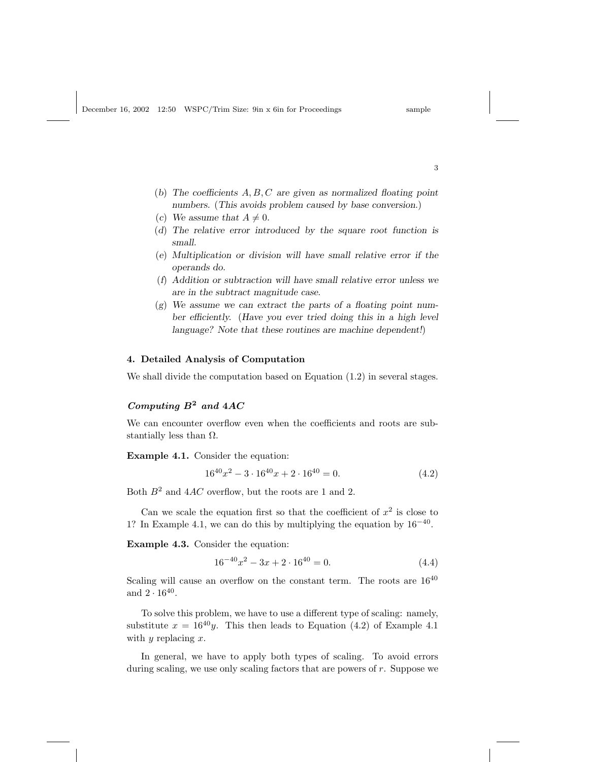(b) *The coefficients $A, B, C$ are given as normalized floating point numbers. (This avoids problem caused by base conversion.)*
(c) *We assume that $A \neq 0$.*
(d) *The relative error introduced by the square root function is small.*
(e) *Multiplication or division will have small relative error if the operands do.*
(f) *Addition or subtraction will have small relative error unless we are in the subtract magnitude case.*
(g) *We assume we can extract the parts of a floating point number efficiently. (Have you ever tried doing this in a high level language? Note that these routines are machine dependent!)*

## 4. Detailed Analysis of Computation

We shall divide the computation based on Equation (1.2) in several stages.

### *Computing $B^2$ and $4AC$*

We can encounter overflow even when the coefficients and roots are substantially less than $\Omega$.

**Example 4.1.** Consider the equation:

$$16^{40}x^2 - 3 \cdot 16^{40}x + 2 \cdot 16^{40} = 0. \tag{4.2}$$

Both $B^2$ and $4AC$ overflow, but the roots are 1 and 2.

Can we scale the equation first so that the coefficient of $x^2$ is close to 1? In Example 4.1, we can do this by multiplying the equation by $16^{-40}$.

**Example 4.3.** Consider the equation:

$$16^{-40}x^2 - 3x + 2 \cdot 16^{40} = 0. \tag{4.4}$$

Scaling will cause an overflow on the constant term. The roots are $16^{40}$ and $2 \cdot 16^{40}$.

To solve this problem, we have to use a different type of scaling: namely, substitute $x = 16^{40}y$. This then leads to Equation (4.2) of Example 4.1 with $y$ replacing $x$.

In general, we have to apply both types of scaling. To avoid errors during scaling, we use only scaling factors that are powers of $r$. Suppose we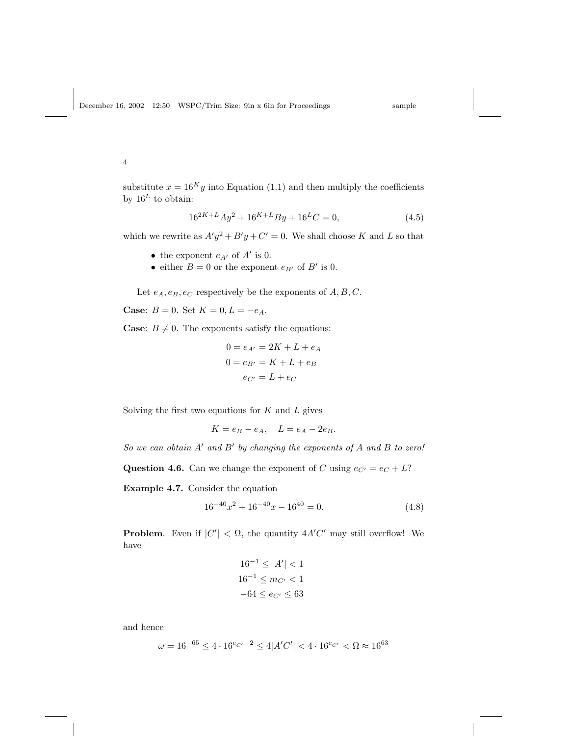substitute $x = 16^K y$ into Equation (1.1) and then multiply the coefficients by $16^L$ to obtain:

$$16^{2K+L}Ay^2 + 16^{K+L}By + 16^L C = 0, \tag{4.5}$$

which we rewrite as $A'y^2 + B'y + C' = 0$. We shall choose $K$ and $L$ so that

- the exponent $e_{A'}$ of $A'$ is 0.
- either $B = 0$ or the exponent $e_{B'}$ of $B'$ is 0.

Let $e_A, e_B, e_C$ respectively be the exponents of $A, B, C$.

**Case**: $B = 0$. Set $K = 0, L = -e_A$.

**Case**: $B \neq 0$. The exponents satisfy the equations:

$$\begin{aligned} 0 = e_{A'} &= 2K + L + e_A \\ 0 = e_{B'} &= K + L + e_B \\ e_{C'} &= L + e_C \end{aligned}$$

Solving the first two equations for $K$ and $L$ gives

$$K = e_B - e_A, \quad L = e_A - 2e_B.$$

*So we can obtain $A'$ and $B'$ by changing the exponents of $A$ and $B$ to zero!*

**Question 4.6.** Can we change the exponent of $C$ using $e_{C'} = e_C + L$?

**Example 4.7.** Consider the equation

$$16^{-40}x^2 + 16^{-40}x - 16^{40} = 0. \tag{4.8}$$

**Problem**. Even if $|C'| < \Omega$, the quantity $4A'C'$ may still overflow! We have

$$\begin{aligned} 16^{-1} \leq |A'| &< 1 \\ 16^{-1} \leq m_{C'} &< 1 \\ -64 \leq e_{C'} &\leq 63 \end{aligned}$$

and hence

$$\omega = 16^{-65} \leq 4 \cdot 16^{e_{C'}-2} \leq 4|A'C'| < 4 \cdot 16^{e_{C'}} < \Omega \approx 16^{63}$$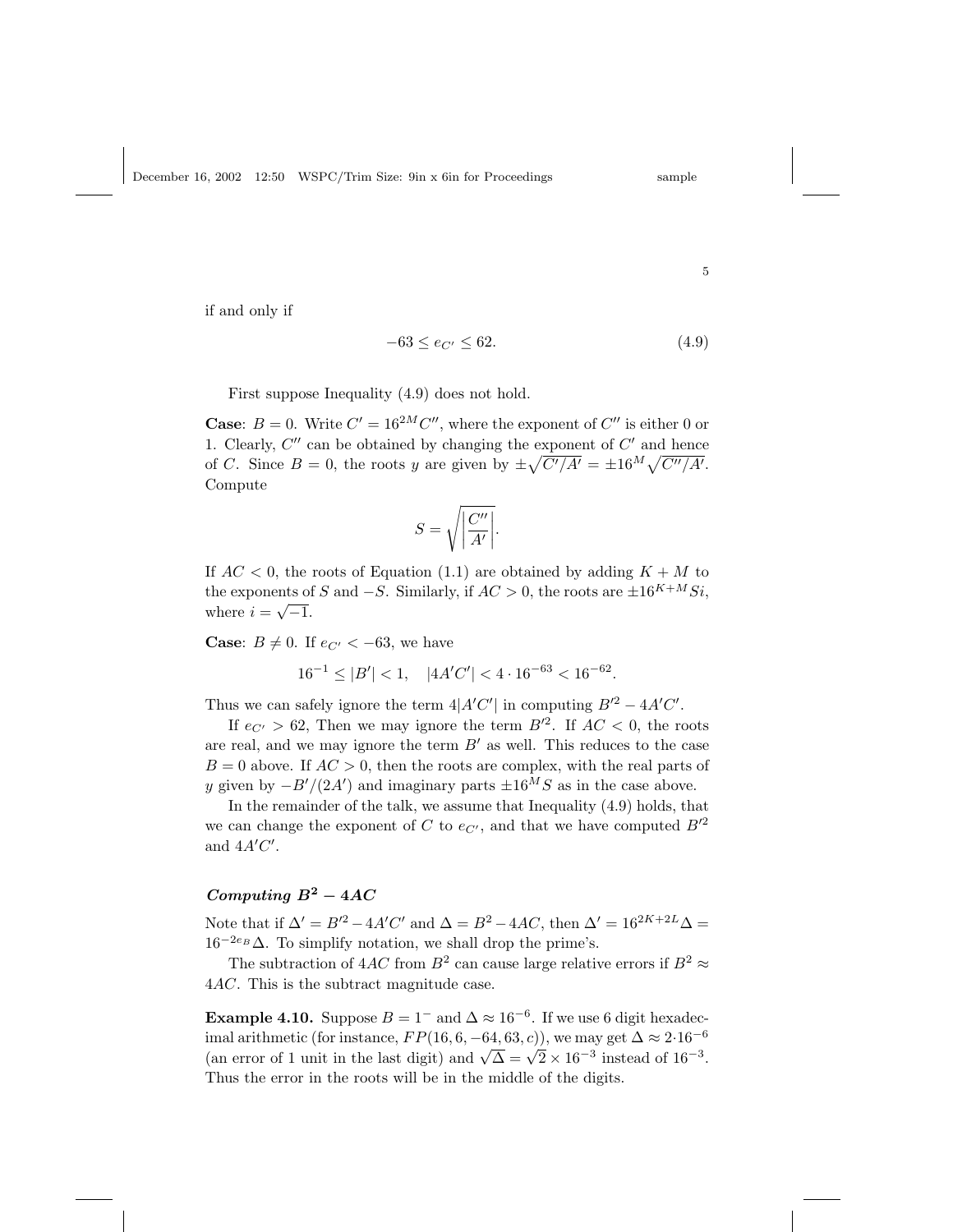if and only if

$$-63 \le e_{C'} \le 62. \tag{4.9}$$

First suppose Inequality (4.9) does not hold.

**Case**: $B = 0$. Write $C' = 16^{2M}C''$, where the exponent of $C''$ is either 0 or 1. Clearly, $C''$ can be obtained by changing the exponent of $C'$ and hence of $C$. Since $B = 0$, the roots $y$ are given by $\pm\sqrt{C'/A'} = \pm 16^M \sqrt{C''/A'}$. Compute

$$S = \sqrt{\left|\frac{C''}{A'}\right|}.$$

If $AC < 0$, the roots of Equation (1.1) are obtained by adding $K + M$ to the exponents of $S$ and $-S$. Similarly, if $AC > 0$, the roots are $\pm 16^{K+M} Si$, where $i = \sqrt{-1}$.

**Case**: $B \ne 0$. If $e_{C'} < -63$, we have

$$16^{-1} \le |B'| < 1, \quad |4A'C'| < 4 \cdot 16^{-63} < 16^{-62}.$$

Thus we can safely ignore the term $4|A'C'|$ in computing $B'^2 - 4A'C'$.

If $e_{C'} > 62$, Then we may ignore the term $B'^2$. If $AC < 0$, the roots are real, and we may ignore the term $B'$ as well. This reduces to the case $B = 0$ above. If $AC > 0$, then the roots are complex, with the real parts of $y$ given by $-B'/(2A')$ and imaginary parts $\pm 16^M S$ as in the case above.

In the remainder of the talk, we assume that Inequality (4.9) holds, that we can change the exponent of $C$ to $e_{C'}$, and that we have computed $B'^2$ and $4A'C'$.

### *Computing* $B^2 - 4AC$

Note that if $\Delta' = B'^2 - 4A'C'$ and $\Delta = B^2 - 4AC$, then $\Delta' = 16^{2K+2L}\Delta = 16^{-2e_B}\Delta$. To simplify notation, we shall drop the prime's.

The subtraction of $4AC$ from $B^2$ can cause large relative errors if $B^2 \approx 4AC$. This is the subtract magnitude case.

**Example 4.10.** Suppose $B = 1^-$ and $\Delta \approx 16^{-6}$. If we use 6 digit hexadecimal arithmetic (for instance, $FP(16, 6, -64, 63, c)$), we may get $\Delta \approx 2 \cdot 16^{-6}$ (an error of 1 unit in the last digit) and $\sqrt{\Delta} = \sqrt{2} \times 16^{-3}$ instead of $16^{-3}$. Thus the error in the roots will be in the middle of the digits.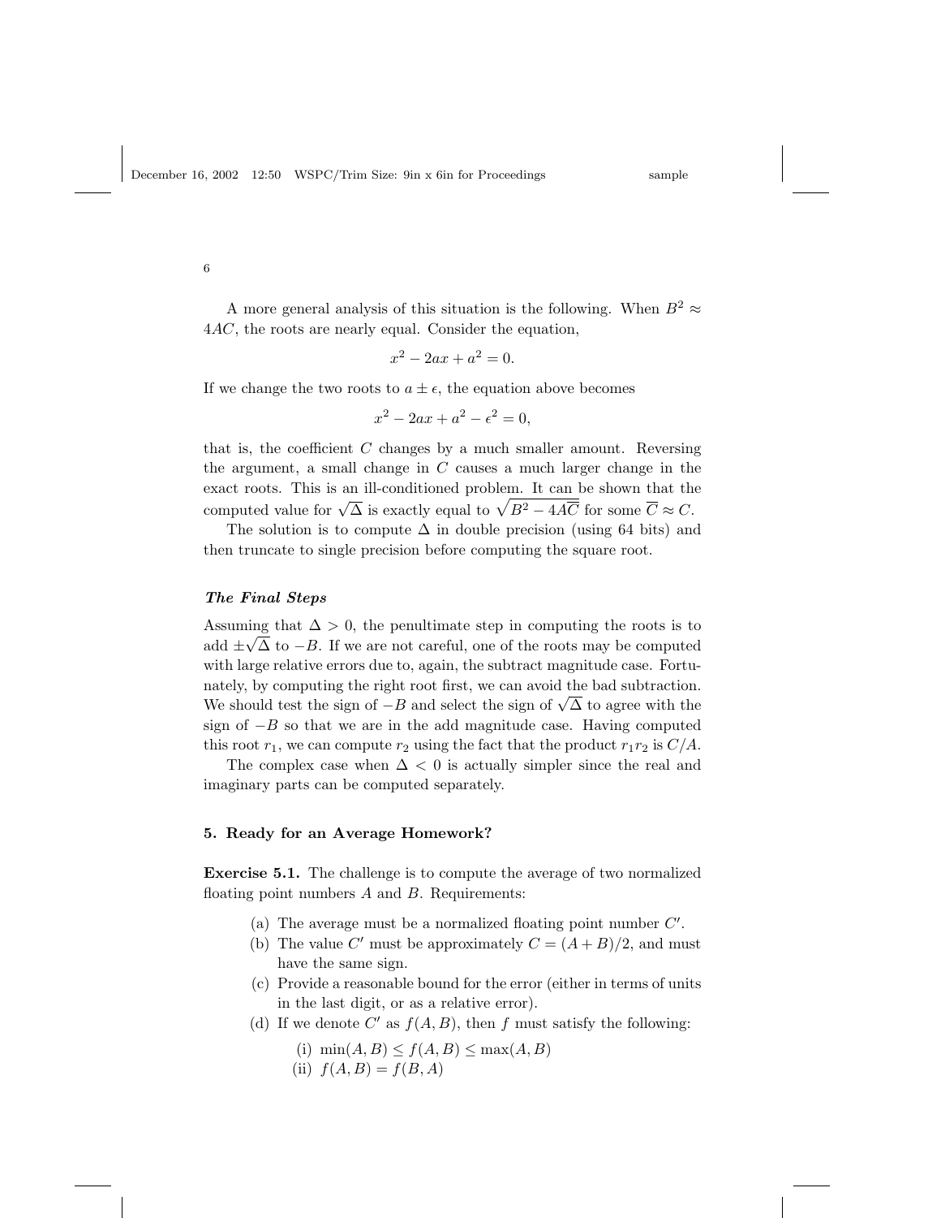A more general analysis of this situation is the following. When $B^2 \approx 4AC$, the roots are nearly equal. Consider the equation,

$$x^2 - 2ax + a^2 = 0.$$

If we change the two roots to $a \pm \epsilon$, the equation above becomes

$$x^2 - 2ax + a^2 - \epsilon^2 = 0,$$

that is, the coefficient $C$ changes by a much smaller amount. Reversing the argument, a small change in $C$ causes a much larger change in the exact roots. This is an ill-conditioned problem. It can be shown that the computed value for $\sqrt{\Delta}$ is exactly equal to $\sqrt{B^2 - 4A\overline{C}}$ for some $\overline{C} \approx C$.

The solution is to compute $\Delta$ in double precision (using 64 bits) and then truncate to single precision before computing the square root.

### *The Final Steps*

Assuming that $\Delta > 0$, the penultimate step in computing the roots is to add $\pm\sqrt{\Delta}$ to $-B$. If we are not careful, one of the roots may be computed with large relative errors due to, again, the subtract magnitude case. Fortunately, by computing the right root first, we can avoid the bad subtraction. We should test the sign of $-B$ and select the sign of $\sqrt{\Delta}$ to agree with the sign of $-B$ so that we are in the add magnitude case. Having computed this root $r_1$, we can compute $r_2$ using the fact that the product $r_1 r_2$ is $C/A$.

The complex case when $\Delta < 0$ is actually simpler since the real and imaginary parts can be computed separately.

## 5. Ready for an Average Homework?

**Exercise 5.1.** The challenge is to compute the average of two normalized floating point numbers $A$ and $B$. Requirements:

(a) The average must be a normalized floating point number $C'$.

(b) The value $C'$ must be approximately $C = (A + B)/2$, and must have the same sign.

(c) Provide a reasonable bound for the error (either in terms of units in the last digit, or as a relative error).

(d) If we denote $C'$ as $f(A, B)$, then $f$ must satisfy the following:

(i) $\min(A, B) \le f(A, B) \le \max(A, B)$

(ii) $f(A, B) = f(B, A)$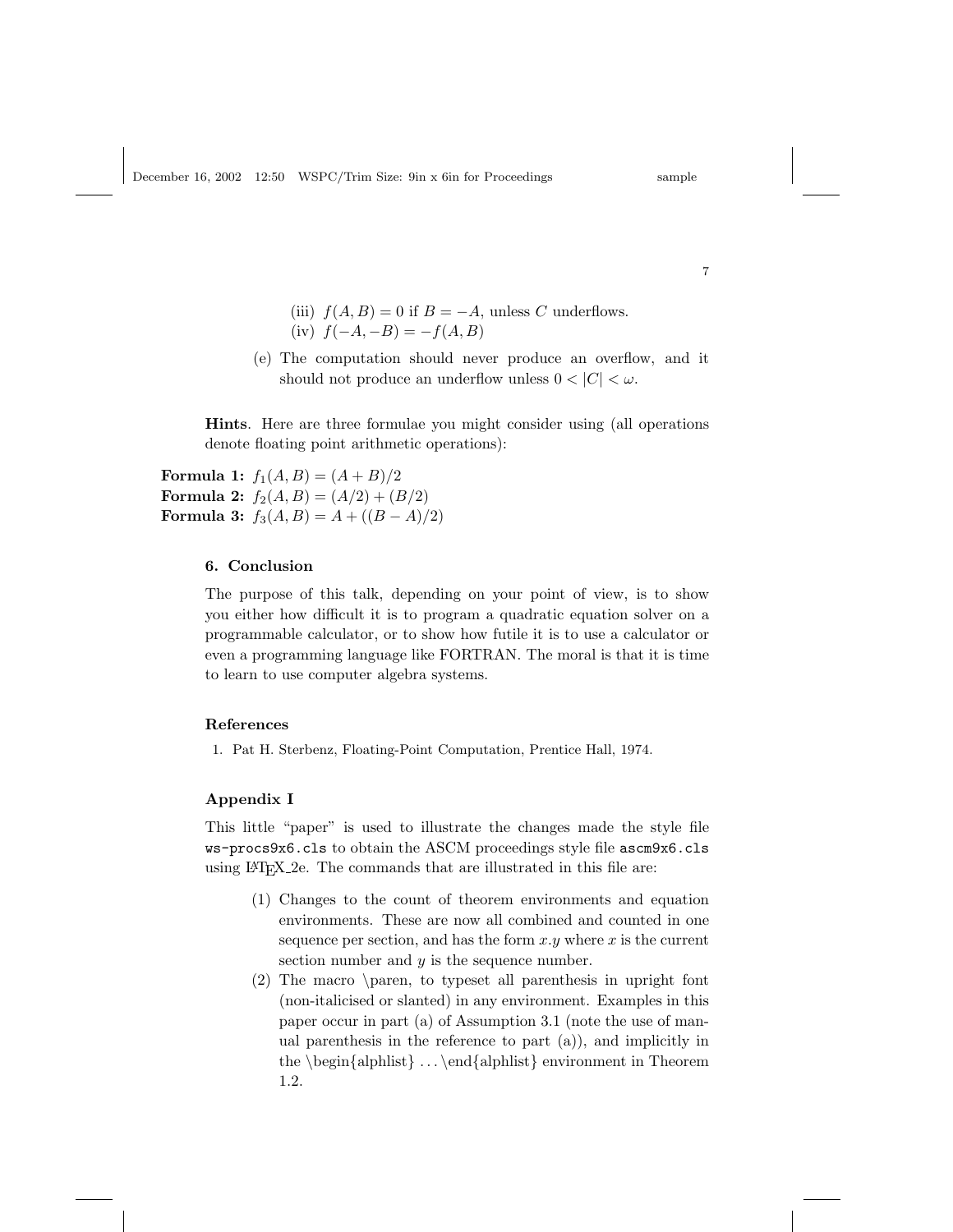(iii) $f(A, B) = 0$ if $B = -A$, unless $C$ underflows.
(iv) $f(-A, -B) = -f(A, B)$

(e) The computation should never produce an overflow, and it should not produce an underflow unless $0 < |C| < \omega$.

**Hints**. Here are three formulae you might consider using (all operations denote floating point arithmetic operations):

**Formula 1:** $f_1(A, B) = (A + B)/2$
**Formula 2:** $f_2(A, B) = (A/2) + (B/2)$
**Formula 3:** $f_3(A, B) = A + ((B - A)/2)$

## 6. Conclusion

The purpose of this talk, depending on your point of view, is to show you either how difficult it is to program a quadratic equation solver on a programmable calculator, or to show how futile it is to use a calculator or even a programming language like FORTRAN. The moral is that it is time to learn to use computer algebra systems.

## References

1. Pat H. Sterbenz, Floating-Point Computation, Prentice Hall, 1974.

## Appendix I

This little "paper" is used to illustrate the changes made the style file `ws-procs9x6.cls` to obtain the ASCM proceedings style file `ascm9x6.cls` using LaTeX_2e. The commands that are illustrated in this file are:

(1) Changes to the count of theorem environments and equation environments. These are now all combined and counted in one sequence per section, and has the form $x.y$ where $x$ is the current section number and $y$ is the sequence number.
(2) The macro \paren, to typeset all parenthesis in upright font (non-italicised or slanted) in any environment. Examples in this paper occur in part (a) of Assumption 3.1 (note the use of manual parenthesis in the reference to part (a)), and implicitly in the \begin{alphlist} ...\end{alphlist} environment in Theorem 1.2.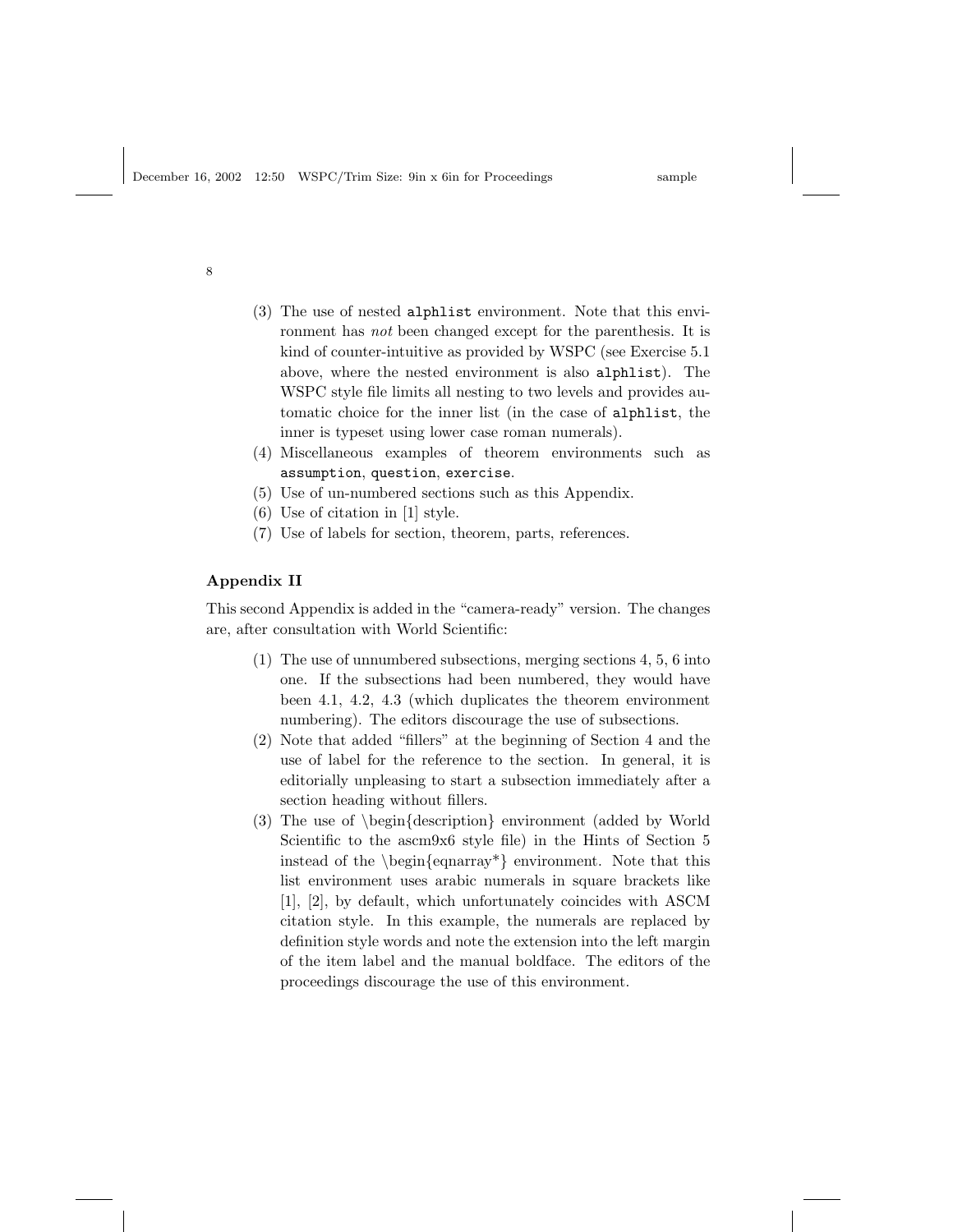(3) The use of nested `alphlist` environment. Note that this environment has *not* been changed except for the parenthesis. It is kind of counter-intuitive as provided by WSPC (see Exercise 5.1 above, where the nested environment is also `alphlist`). The WSPC style file limits all nesting to two levels and provides automatic choice for the inner list (in the case of `alphlist`, the inner is typeset using lower case roman numerals).

(4) Miscellaneous examples of theorem environments such as `assumption`, `question`, `exercise`.

(5) Use of un-numbered sections such as this Appendix.

(6) Use of citation in [1] style.

(7) Use of labels for section, theorem, parts, references.

## Appendix II

This second Appendix is added in the "camera-ready" version. The changes are, after consultation with World Scientific:

(1) The use of unnumbered subsections, merging sections 4, 5, 6 into one. If the subsections had been numbered, they would have been 4.1, 4.2, 4.3 (which duplicates the theorem environment numbering). The editors discourage the use of subsections.

(2) Note that added "fillers" at the beginning of Section 4 and the use of label for the reference to the section. In general, it is editorially unpleasing to start a subsection immediately after a section heading without fillers.

(3) The use of \begin{description} environment (added by World Scientific to the ascm9x6 style file) in the Hints of Section 5 instead of the \begin{eqnarray*} environment. Note that this list environment uses arabic numerals in square brackets like [1], [2], by default, which unfortunately coincides with ASCM citation style. In this example, the numerals are replaced by definition style words and note the extension into the left margin of the item label and the manual boldface. The editors of the proceedings discourage the use of this environment.